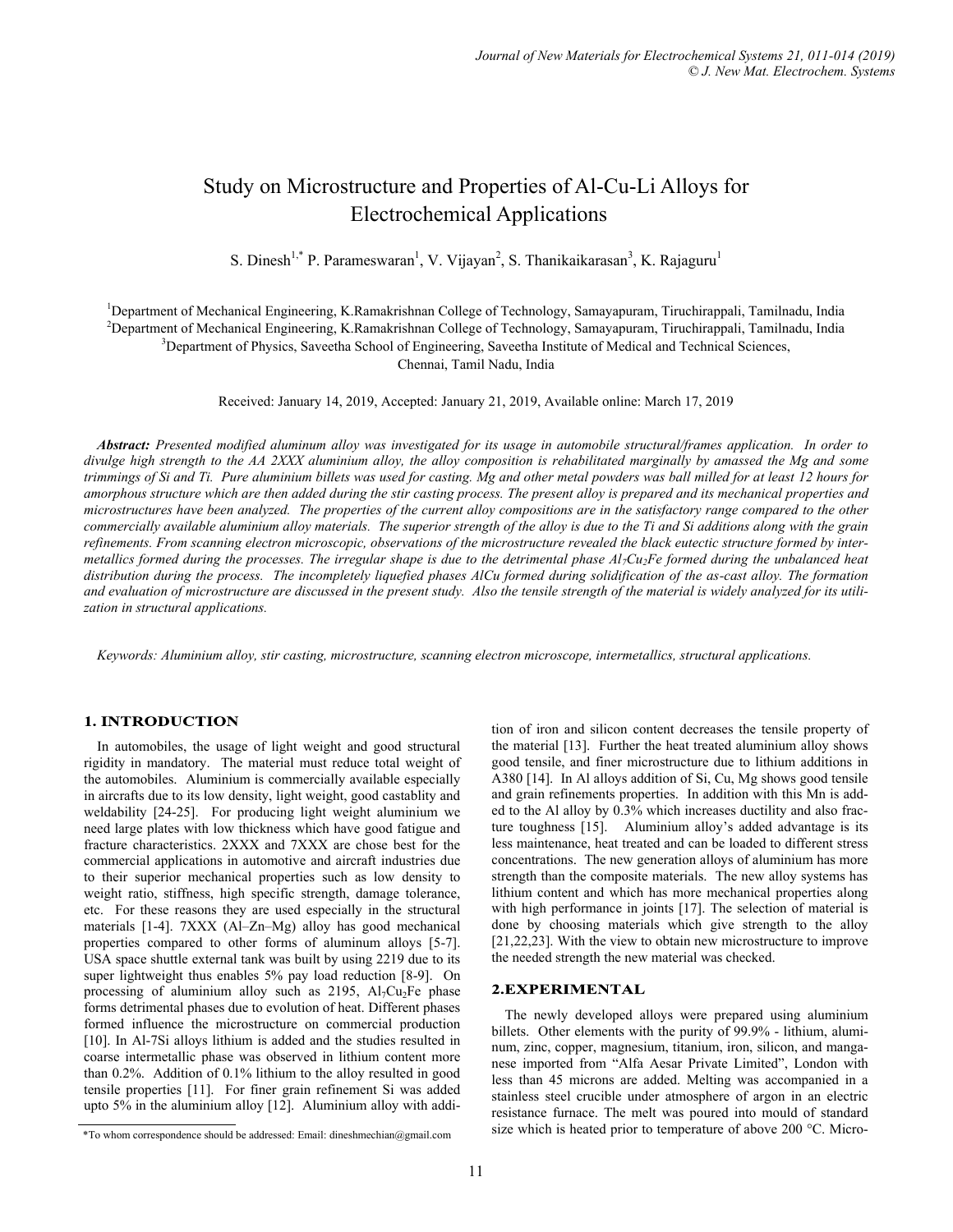# Study on Microstructure and Properties of Al-Cu-Li Alloys for Electrochemical Applications

S. Dinesh[1,*] P. Parameswaran[1], V. Vijayan[2], S. Thanikaikarasan[3], K. Rajaguru[1]

[1]Department of Mechanical Engineering, K.Ramakrishnan College of Technology, Samayapuram, Tiruchirappali, Tamilnadu, India
[2]Department of Mechanical Engineering, K.Ramakrishnan College of Technology, Samayapuram, Tiruchirappali, Tamilnadu, India
[3]Department of Physics, Saveetha School of Engineering, Saveetha Institute of Medical and Technical Sciences, Chennai, Tamil Nadu, India

Received: January 14, 2019, Accepted: January 21, 2019, Available online: March 17, 2019

***Abstract:*** *Presented modified aluminum alloy was investigated for its usage in automobile structural/frames application. In order to divulge high strength to the AA 2XXX aluminium alloy, the alloy composition is rehabilitated marginally by amassed the Mg and some trimmings of Si and Ti. Pure aluminium billets was used for casting. Mg and other metal powders was ball milled for at least 12 hours for amorphous structure which are then added during the stir casting process. The present alloy is prepared and its mechanical properties and microstructures have been analyzed. The properties of the current alloy compositions are in the satisfactory range compared to the other commercially available aluminium alloy materials. The superior strength of the alloy is due to the Ti and Si additions along with the grain refinements. From scanning electron microscopic, observations of the microstructure revealed the black eutectic structure formed by inter-metallics formed during the processes. The irregular shape is due to the detrimental phase* $Al_7Cu_2Fe$ *formed during the unbalanced heat distribution during the process. The incompletely liquefied phases AlCu formed during solidification of the as-cast alloy. The formation and evaluation of microstructure are discussed in the present study. Also the tensile strength of the material is widely analyzed for its utilization in structural applications.*

*Keywords: Aluminium alloy, stir casting, microstructure, scanning electron microscope, intermetallics, structural applications.*

## 1. INTRODUCTION

In automobiles, the usage of light weight and good structural rigidity in mandatory. The material must reduce total weight of the automobiles. Aluminium is commercially available especially in aircrafts due to its low density, light weight, good castablity and weldability [24-25]. For producing light weight aluminium we need large plates with low thickness which have good fatigue and fracture characteristics. 2XXX and 7XXX are chose best for the commercial applications in automotive and aircraft industries due to their superior mechanical properties such as low density to weight ratio, stiffness, high specific strength, damage tolerance, etc. For these reasons they are used especially in the structural materials [1-4]. 7XXX (Al–Zn–Mg) alloy has good mechanical properties compared to other forms of aluminum alloys [5-7]. USA space shuttle external tank was built by using 2219 due to its super lightweight thus enables 5% pay load reduction [8-9]. On processing of aluminium alloy such as 2195, $Al_7Cu_2Fe$ phase forms detrimental phases due to evolution of heat. Different phases formed influence the microstructure on commercial production [10]. In Al-7Si alloys lithium is added and the studies resulted in coarse intermetallic phase was observed in lithium content more than 0.2%. Addition of 0.1% lithium to the alloy resulted in good tensile properties [11]. For finer grain refinement Si was added upto 5% in the aluminium alloy [12]. Aluminium alloy with addition of iron and silicon content decreases the tensile property of the material [13]. Further the heat treated aluminium alloy shows good tensile, and finer microstructure due to lithium additions in A380 [14]. In Al alloys addition of Si, Cu, Mg shows good tensile and grain refinements properties. In addition with this Mn is added to the Al alloy by 0.3% which increases ductility and also fracture toughness [15]. Aluminium alloy's added advantage is its less maintenance, heat treated and can be loaded to different stress concentrations. The new generation alloys of aluminium has more strength than the composite materials. The new alloy systems has lithium content and which has more mechanical properties along with high performance in joints [17]. The selection of material is done by choosing materials which give strength to the alloy [21,22,23]. With the view to obtain new microstructure to improve the needed strength the new material was checked.

## 2. EXPERIMENTAL

The newly developed alloys were prepared using aluminium billets. Other elements with the purity of 99.9% - lithium, aluminum, zinc, copper, magnesium, titanium, iron, silicon, and manganese imported from "Alfa Aesar Private Limited", London with less than 45 microns are added. Melting was accompanied in a stainless steel crucible under atmosphere of argon in an electric resistance furnace. The melt was poured into mould of standard size which is heated prior to temperature of above 200 °C. Micro-

*To whom correspondence should be addressed: Email: dineshmechian@gmail.com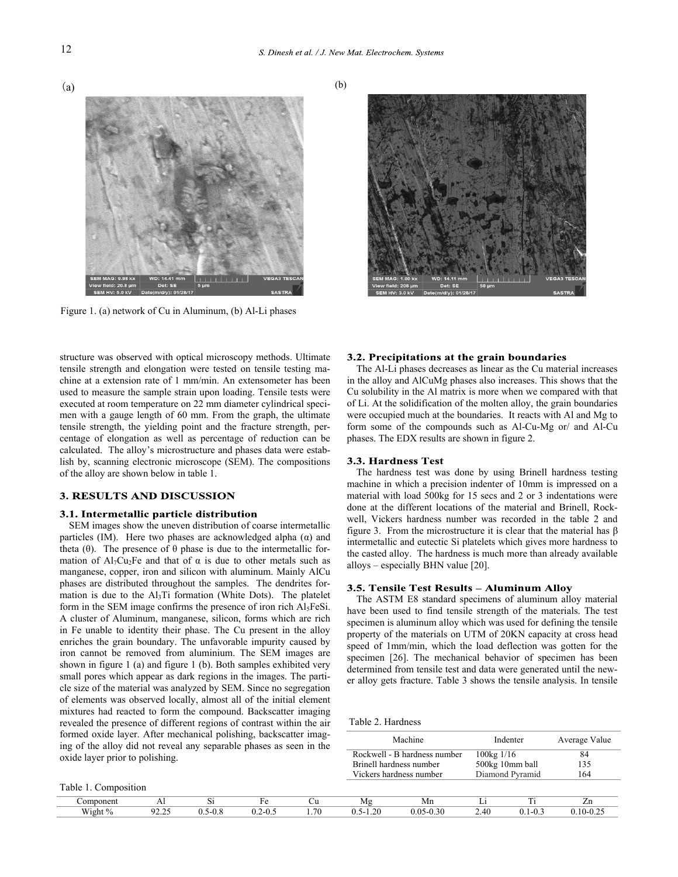(a)

(b)

Figure 1. (a) network of Cu in Aluminum, (b) Al-Li phases

structure was observed with optical microscopy methods. Ultimate tensile strength and elongation were tested on tensile testing machine at a extension rate of 1 mm/min. An extensometer has been used to measure the sample strain upon loading. Tensile tests were executed at room temperature on 22 mm diameter cylindrical specimen with a gauge length of 60 mm. From the graph, the ultimate tensile strength, the yielding point and the fracture strength, percentage of elongation as well as percentage of reduction can be calculated. The alloy's microstructure and phases data were establish by, scanning electronic microscope (SEM). The compositions of the alloy are shown below in table 1.

## 3. RESULTS AND DISCUSSION

### 3.1. Intermetallic particle distribution

SEM images show the uneven distribution of coarse intermetallic particles (IM). Here two phases are acknowledged alpha (α) and theta (θ). The presence of θ phase is due to the intermetallic formation of $Al_7Cu_2Fe$ and that of α is due to other metals such as manganese, copper, iron and silicon with aluminum. Mainly AlCu phases are distributed throughout the samples. The dendrites formation is due to the $Al_3Ti$ formation (White Dots). The platelet form in the SEM image confirms the presence of iron rich $Al_5FeSi$. A cluster of Aluminum, manganese, silicon, forms which are rich in Fe unable to identity their phase. The Cu present in the alloy enriches the grain boundary. The unfavorable impurity caused by iron cannot be removed from aluminium. The SEM images are shown in figure 1 (a) and figure 1 (b). Both samples exhibited very small pores which appear as dark regions in the images. The particle size of the material was analyzed by SEM. Since no segregation of elements was observed locally, almost all of the initial element mixtures had reacted to form the compound. Backscatter imaging revealed the presence of different regions of contrast within the air formed oxide layer. After mechanical polishing, backscatter imaging of the alloy did not reveal any separable phases as seen in the oxide layer prior to polishing.

### 3.2. Precipitations at the grain boundaries

The Al-Li phases decreases as linear as the Cu material increases in the alloy and AlCuMg phases also increases. This shows that the Cu solubility in the Al matrix is more when we compared with that of Li. At the solidification of the molten alloy, the grain boundaries were occupied much at the boundaries. It reacts with Al and Mg to form some of the compounds such as Al-Cu-Mg or/ and Al-Cu phases. The EDX results are shown in figure 2.

### 3.3. Hardness Test

The hardness test was done by using Brinell hardness testing machine in which a precision indenter of 10mm is impressed on a material with load 500kg for 15 secs and 2 or 3 indentations were done at the different locations of the material and Brinell, Rockwell, Vickers hardness number was recorded in the table 2 and figure 3. From the microstructure it is clear that the material has β intermetallic and eutectic Si platelets which gives more hardness to the casted alloy. The hardness is much more than already available alloys – especially BHN value [20].

### 3.5. Tensile Test Results – Aluminum Alloy

The ASTM E8 standard specimens of aluminum alloy material have been used to find tensile strength of the materials. The test specimen is aluminum alloy which was used for defining the tensile property of the materials on UTM of 20KN capacity at cross head speed of 1mm/min, which the load deflection was gotten for the specimen [26]. The mechanical behavior of specimen has been determined from tensile test and data were generated until the newer alloy gets fracture. Table 3 shows the tensile analysis. In tensile

Table 2. Hardness

| Machine | Indenter | Average Value |
|---|---|---|
| Rockwell - B hardness number | 100kg 1/16 | 84 |
| Brinell hardness number | 500kg 10mm ball | 135 |
| Vickers hardness number | Diamond Pyramid | 164 |

Table 1. Composition

| Component | Al | Si | Fe | Cu | Mg | Mn | Li | Ti | Zn |
|---|---|---|---|---|---|---|---|---|---|
| Wight % | 92.25 | 0.5-0.8 | 0.2-0.5 | 1.70 | 0.5-1.20 | 0.05-0.30 | 2.40 | 0.1-0.3 | 0.10-0.25 |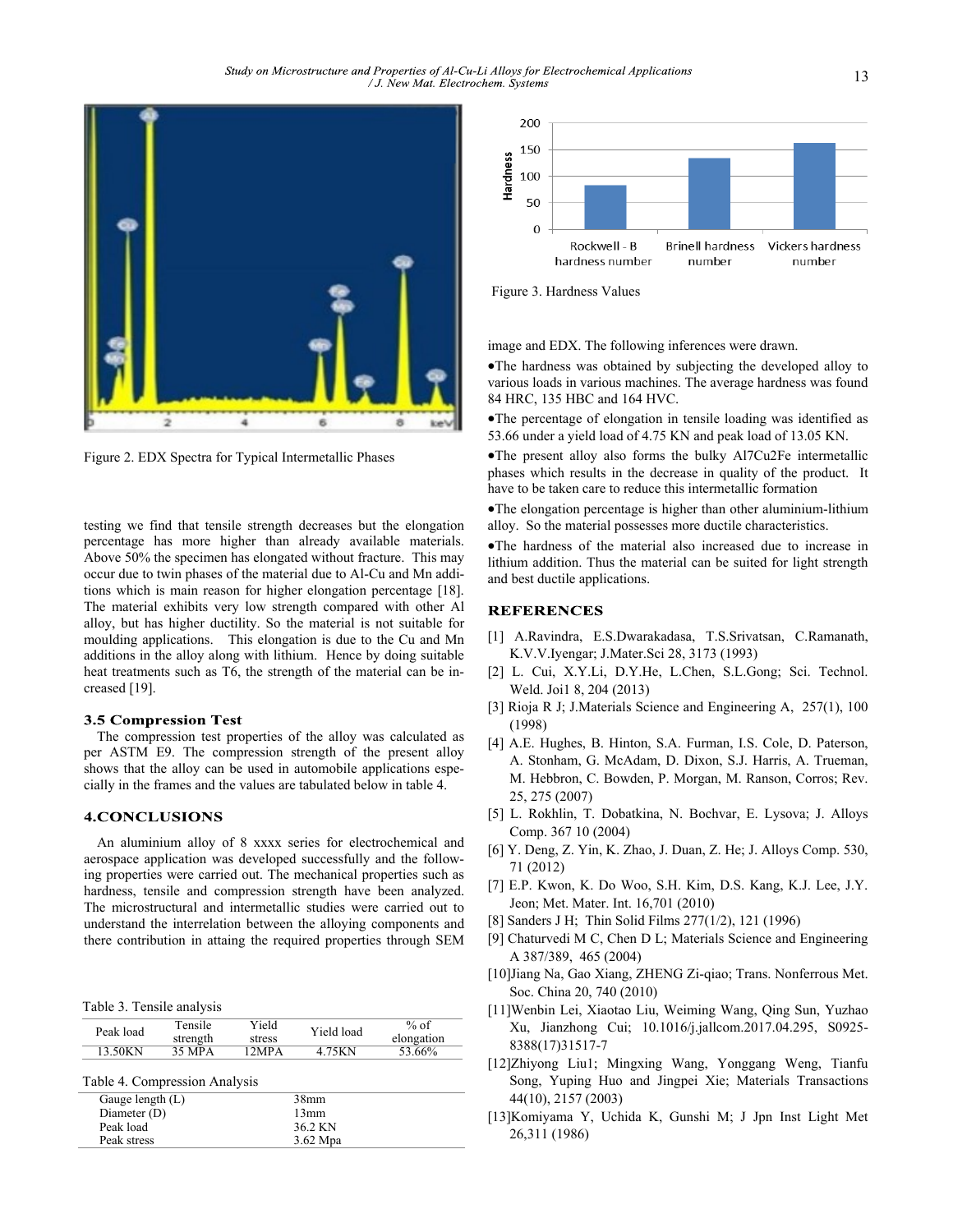Figure 2. EDX Spectra for Typical Intermetallic Phases

testing we find that tensile strength decreases but the elongation percentage has more higher than already available materials. Above 50% the specimen has elongated without fracture. This may occur due to twin phases of the material due to Al-Cu and Mn additions which is main reason for higher elongation percentage [18]. The material exhibits very low strength compared with other Al alloy, but has higher ductility. So the material is not suitable for moulding applications. This elongation is due to the Cu and Mn additions in the alloy along with lithium. Hence by doing suitable heat treatments such as T6, the strength of the material can be increased [19].

### 3.5 Compression Test

The compression test properties of the alloy was calculated as per ASTM E9. The compression strength of the present alloy shows that the alloy can be used in automobile applications especially in the frames and the values are tabulated below in table 4.

## 4.CONCLUSIONS

An aluminium alloy of 8 xxxx series for electrochemical and aerospace application was developed successfully and the following properties were carried out. The mechanical properties such as hardness, tensile and compression strength have been analyzed. The microstructural and intermetallic studies were carried out to understand the interrelation between the alloying components and there contribution in attaing the required properties through SEM image and EDX. The following inferences were drawn.

- The hardness was obtained by subjecting the developed alloy to various loads in various machines. The average hardness was found 84 HRC, 135 HBC and 164 HVC.
- The percentage of elongation in tensile loading was identified as 53.66 under a yield load of 4.75 KN and peak load of 13.05 KN.
- The present alloy also forms the bulky $Al_7Cu_2Fe$ intermetallic phases which results in the decrease in quality of the product. It have to be taken care to reduce this intermetallic formation
- The elongation percentage is higher than other aluminium-lithium alloy. So the material possesses more ductile characteristics.
- The hardness of the material also increased due to increase in lithium addition. Thus the material can be suited for light strength and best ductile applications.

Table 3. Tensile analysis

| Peak load | Tensile strength | Yield stress | Yield load | % of elongation |
|---|---|---|---|---|
| 13.50KN | 35 MPA | 12MPA | 4.75KN | 53.66% |

Table 4. Compression Analysis

| | |
|---|---|
| Gauge length (L) | 38mm |
| Diameter (D) | 13mm |
| Peak load | 36.2 KN |
| Peak stress | 3.62 Mpa |

Figure 3. Hardness Values

## REFERENCES

[1] A.Ravindra, E.S.Dwarakadasa, T.S.Srivatsan, C.Ramanath, K.V.V.Iyengar; J.Mater.Sci 28, 3173 (1993)

[2] L. Cui, X.Y.Li, D.Y.He, L.Chen, S.L.Gong; Sci. Technol. Weld. Joi1 8, 204 (2013)

[3] Rioja R J; J.Materials Science and Engineering A, 257(1), 100 (1998)

[4] A.E. Hughes, B. Hinton, S.A. Furman, I.S. Cole, D. Paterson, A. Stonham, G. McAdam, D. Dixon, S.J. Harris, A. Trueman, M. Hebbron, C. Bowden, P. Morgan, M. Ranson, Corros; Rev. 25, 275 (2007)

[5] L. Rokhlin, T. Dobatkina, N. Bochvar, E. Lysova; J. Alloys Comp. 367 10 (2004)

[6] Y. Deng, Z. Yin, K. Zhao, J. Duan, Z. He; J. Alloys Comp. 530, 71 (2012)

[7] E.P. Kwon, K. Do Woo, S.H. Kim, D.S. Kang, K.J. Lee, J.Y. Jeon; Met. Mater. Int. 16,701 (2010)

[8] Sanders J H; Thin Solid Films 277(1/2), 121 (1996)

[9] Chaturvedi M C, Chen D L; Materials Science and Engineering A 387/389, 465 (2004)

[10]Jiang Na, Gao Xiang, ZHENG Zi-qiao; Trans. Nonferrous Met. Soc. China 20, 740 (2010)

[11]Wenbin Lei, Xiaotao Liu, Weiming Wang, Qing Sun, Yuzhao Xu, Jianzhong Cui; 10.1016/j.jallcom.2017.04.295, S0925-8388(17)31517-7

[12]Zhiyong Liu1; Mingxing Wang, Yonggang Weng, Tianfu Song, Yuping Huo and Jingpei Xie; Materials Transactions 44(10), 2157 (2003)

[13]Komiyama Y, Uchida K, Gunshi M; J Jpn Inst Light Met 26,311 (1986)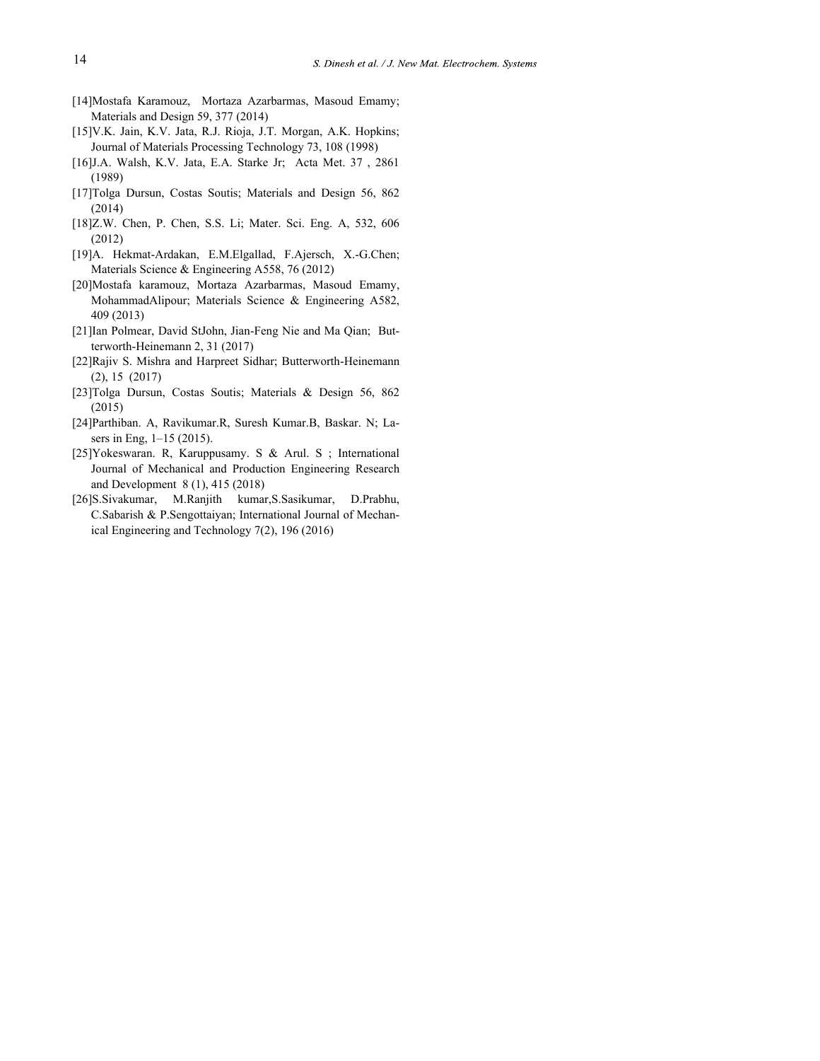[14]Mostafa Karamouz, Mortaza Azarbarmas, Masoud Emamy; Materials and Design 59, 377 (2014)

[15]V.K. Jain, K.V. Jata, R.J. Rioja, J.T. Morgan, A.K. Hopkins; Journal of Materials Processing Technology 73, 108 (1998)

[16]J.A. Walsh, K.V. Jata, E.A. Starke Jr; Acta Met. 37 , 2861 (1989)

[17]Tolga Dursun, Costas Soutis; Materials and Design 56, 862 (2014)

[18]Z.W. Chen, P. Chen, S.S. Li; Mater. Sci. Eng. A, 532, 606 (2012)

[19]A. Hekmat-Ardakan, E.M.Elgallad, F.Ajersch, X.-G.Chen; Materials Science & Engineering A558, 76 (2012)

[20]Mostafa karamouz, Mortaza Azarbarmas, Masoud Emamy, MohammadAlipour; Materials Science & Engineering A582, 409 (2013)

[21]Ian Polmear, David StJohn, Jian-Feng Nie and Ma Qian; Butterworth-Heinemann 2, 31 (2017)

[22]Rajiv S. Mishra and Harpreet Sidhar; Butterworth-Heinemann (2), 15 (2017)

[23]Tolga Dursun, Costas Soutis; Materials & Design 56, 862 (2015)

[24]Parthiban. A, Ravikumar.R, Suresh Kumar.B, Baskar. N; Lasers in Eng, 1–15 (2015).

[25]Yokeswaran. R, Karuppusamy. S & Arul. S ; International Journal of Mechanical and Production Engineering Research and Development 8 (1), 415 (2018)

[26]S.Sivakumar, M.Ranjith kumar,S.Sasikumar, D.Prabhu, C.Sabarish & P.Sengottaiyan; International Journal of Mechanical Engineering and Technology 7(2), 196 (2016)